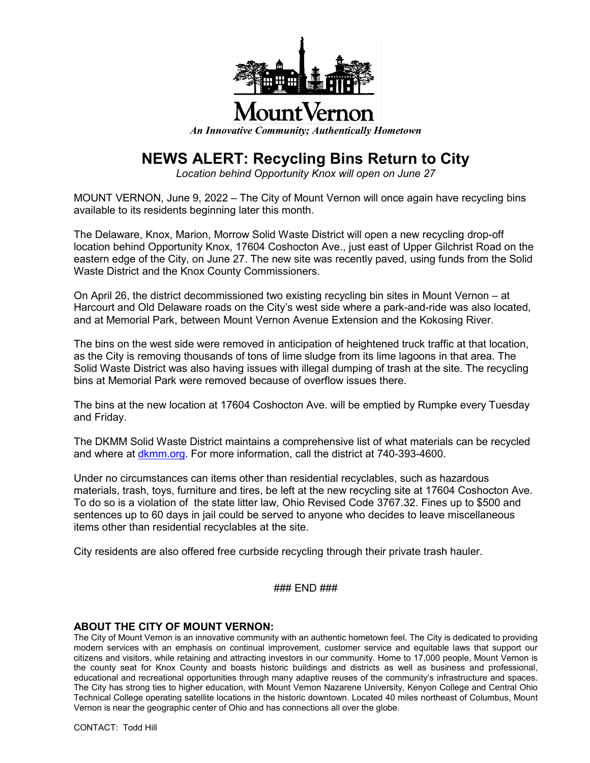Mount Vernon

*An Innovative Community; Authentically Hometown*

# NEWS ALERT: Recycling Bins Return to City

*Location behind Opportunity Knox will open on June 27*

MOUNT VERNON, June 9, 2022 – The City of Mount Vernon will once again have recycling bins available to its residents beginning later this month.

The Delaware, Knox, Marion, Morrow Solid Waste District will open a new recycling drop-off location behind Opportunity Knox, 17604 Coshocton Ave., just east of Upper Gilchrist Road on the eastern edge of the City, on June 27. The new site was recently paved, using funds from the Solid Waste District and the Knox County Commissioners.

On April 26, the district decommissioned two existing recycling bin sites in Mount Vernon – at Harcourt and Old Delaware roads on the City's west side where a park-and-ride was also located, and at Memorial Park, between Mount Vernon Avenue Extension and the Kokosing River.

The bins on the west side were removed in anticipation of heightened truck traffic at that location, as the City is removing thousands of tons of lime sludge from its lime lagoons in that area. The Solid Waste District was also having issues with illegal dumping of trash at the site. The recycling bins at Memorial Park were removed because of overflow issues there.

The bins at the new location at 17604 Coshocton Ave. will be emptied by Rumpke every Tuesday and Friday.

The DKMM Solid Waste District maintains a comprehensive list of what materials can be recycled and where at [dkmm.org](dkmm.org). For more information, call the district at 740-393-4600.

Under no circumstances can items other than residential recyclables, such as hazardous materials, trash, toys, furniture and tires, be left at the new recycling site at 17604 Coshocton Ave. To do so is a violation of the state litter law, Ohio Revised Code 3767.32. Fines up to $500 and sentences up to 60 days in jail could be served to anyone who decides to leave miscellaneous items other than residential recyclables at the site.

City residents are also offered free curbside recycling through their private trash hauler.

### END ###

**ABOUT THE CITY OF MOUNT VERNON:**

The City of Mount Vernon is an innovative community with an authentic hometown feel. The City is dedicated to providing modern services with an emphasis on continual improvement, customer service and equitable laws that support our citizens and visitors, while retaining and attracting investors in our community. Home to 17,000 people, Mount Vernon is the county seat for Knox County and boasts historic buildings and districts as well as business and professional, educational and recreational opportunities through many adaptive reuses of the community's infrastructure and spaces. The City has strong ties to higher education, with Mount Vernon Nazarene University, Kenyon College and Central Ohio Technical College operating satellite locations in the historic downtown. Located 40 miles northeast of Columbus, Mount Vernon is near the geographic center of Ohio and has connections all over the globe.

CONTACT: Todd Hill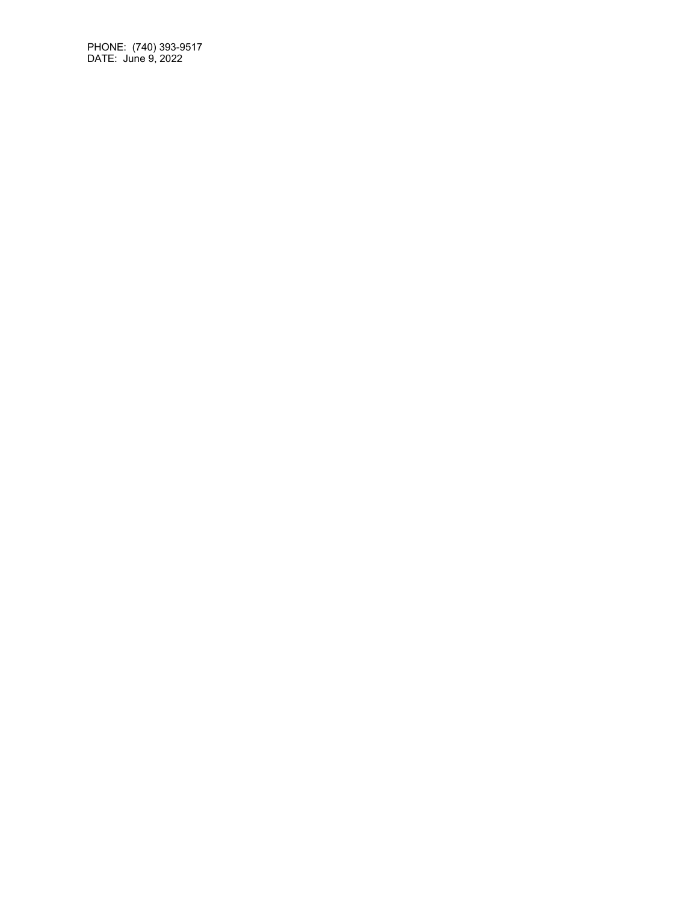PHONE: (740) 393-9517
DATE: June 9, 2022